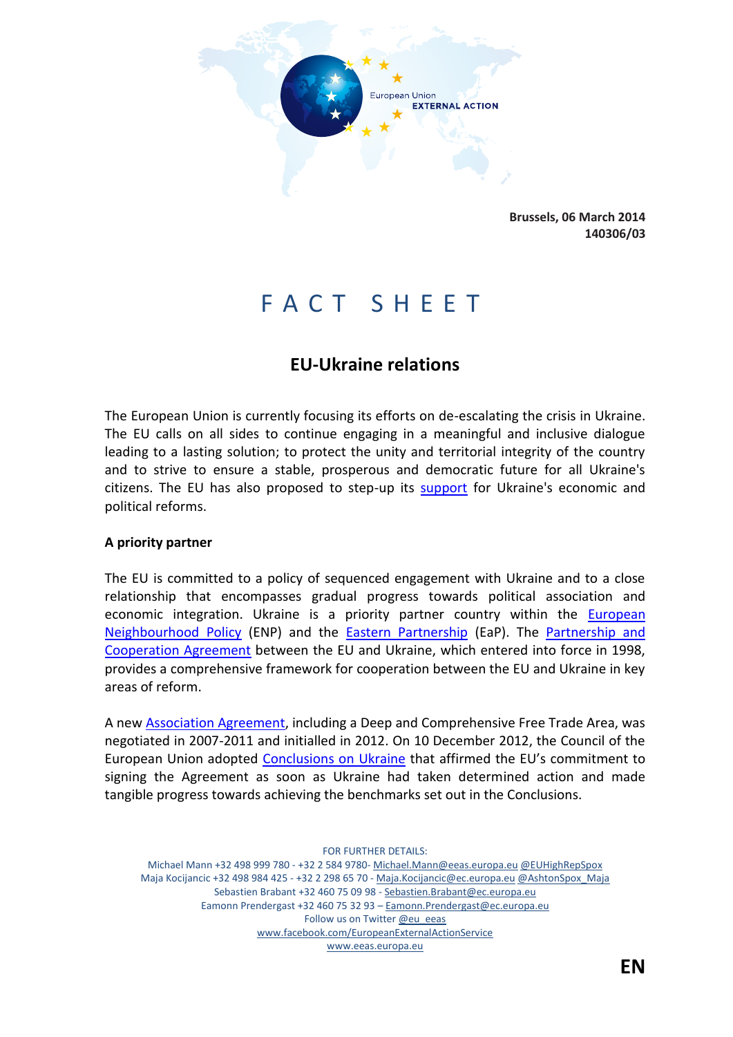European Union
EXTERNAL ACTION

**Brussels, 06 March 2014**
**140306/03**

# FACT SHEET

## EU-Ukraine relations

The European Union is currently focusing its efforts on de-escalating the crisis in Ukraine. The EU calls on all sides to continue engaging in a meaningful and inclusive dialogue leading to a lasting solution; to protect the unity and territorial integrity of the country and to strive to ensure a stable, prosperous and democratic future for all Ukraine's citizens. The EU has also proposed to step-up its support for Ukraine's economic and political reforms.

**A priority partner**

The EU is committed to a policy of sequenced engagement with Ukraine and to a close relationship that encompasses gradual progress towards political association and economic integration. Ukraine is a priority partner country within the European Neighbourhood Policy (ENP) and the Eastern Partnership (EaP). The Partnership and Cooperation Agreement between the EU and Ukraine, which entered into force in 1998, provides a comprehensive framework for cooperation between the EU and Ukraine in key areas of reform.

A new Association Agreement, including a Deep and Comprehensive Free Trade Area, was negotiated in 2007-2011 and initialled in 2012. On 10 December 2012, the Council of the European Union adopted Conclusions on Ukraine that affirmed the EU's commitment to signing the Agreement as soon as Ukraine had taken determined action and made tangible progress towards achieving the benchmarks set out in the Conclusions.

FOR FURTHER DETAILS:
Michael Mann +32 498 999 780 - +32 2 584 9780- Michael.Mann@eeas.europa.eu @EUHighRepSpox
Maja Kocijancic +32 498 984 425 - +32 2 298 65 70 - Maja.Kocijancic@ec.europa.eu @AshtonSpox_Maja
Sebastien Brabant +32 460 75 09 98 - Sebastien.Brabant@ec.europa.eu
Eamonn Prendergast +32 460 75 32 93 – Eamonn.Prendergast@ec.europa.eu
Follow us on Twitter @eu_eeas
www.facebook.com/EuropeanExternalActionService
www.eeas.europa.eu

**EN**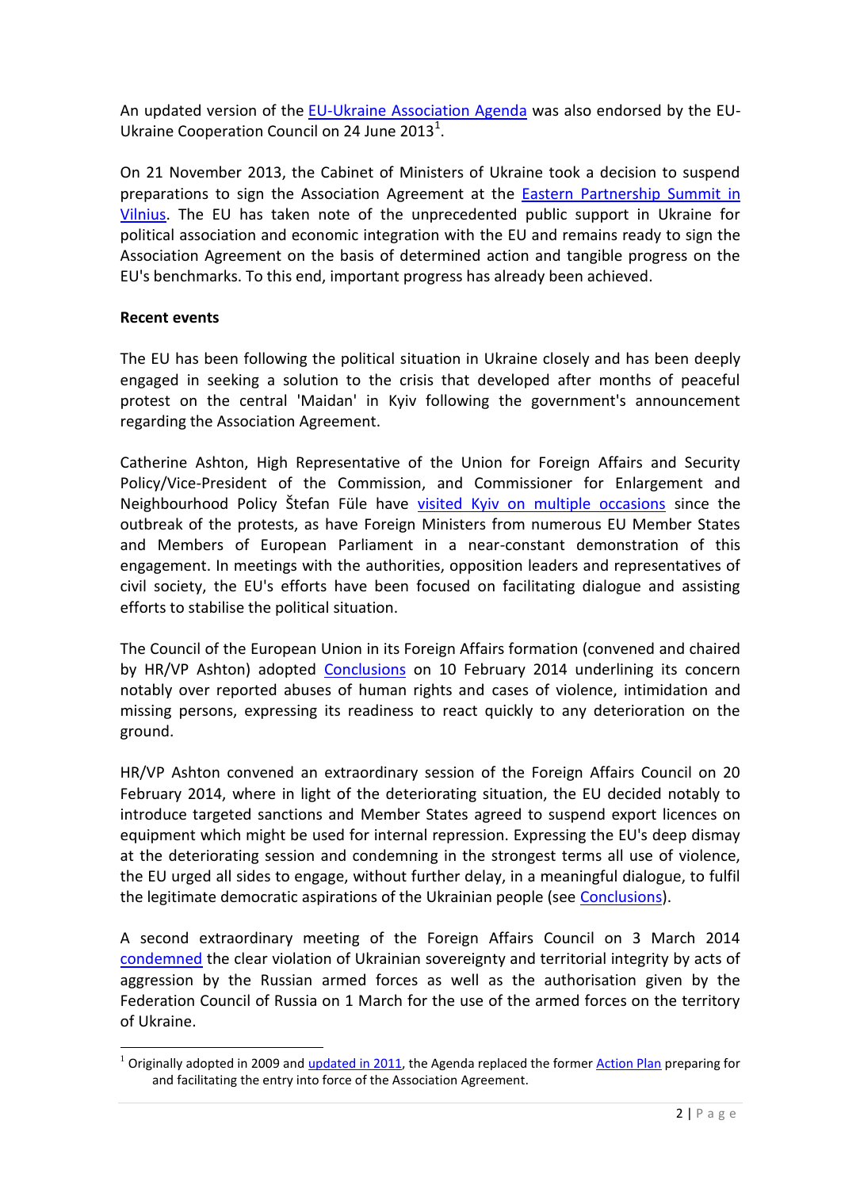An updated version of the EU-Ukraine Association Agenda was also endorsed by the EU-Ukraine Cooperation Council on 24 June 2013[1].

On 21 November 2013, the Cabinet of Ministers of Ukraine took a decision to suspend preparations to sign the Association Agreement at the Eastern Partnership Summit in Vilnius. The EU has taken note of the unprecedented public support in Ukraine for political association and economic integration with the EU and remains ready to sign the Association Agreement on the basis of determined action and tangible progress on the EU's benchmarks. To this end, important progress has already been achieved.

**Recent events**

The EU has been following the political situation in Ukraine closely and has been deeply engaged in seeking a solution to the crisis that developed after months of peaceful protest on the central 'Maidan' in Kyiv following the government's announcement regarding the Association Agreement.

Catherine Ashton, High Representative of the Union for Foreign Affairs and Security Policy/Vice-President of the Commission, and Commissioner for Enlargement and Neighbourhood Policy Štefan Füle have visited Kyiv on multiple occasions since the outbreak of the protests, as have Foreign Ministers from numerous EU Member States and Members of European Parliament in a near-constant demonstration of this engagement. In meetings with the authorities, opposition leaders and representatives of civil society, the EU's efforts have been focused on facilitating dialogue and assisting efforts to stabilise the political situation.

The Council of the European Union in its Foreign Affairs formation (convened and chaired by HR/VP Ashton) adopted Conclusions on 10 February 2014 underlining its concern notably over reported abuses of human rights and cases of violence, intimidation and missing persons, expressing its readiness to react quickly to any deterioration on the ground.

HR/VP Ashton convened an extraordinary session of the Foreign Affairs Council on 20 February 2014, where in light of the deteriorating situation, the EU decided notably to introduce targeted sanctions and Member States agreed to suspend export licences on equipment which might be used for internal repression. Expressing the EU's deep dismay at the deteriorating session and condemning in the strongest terms all use of violence, the EU urged all sides to engage, without further delay, in a meaningful dialogue, to fulfil the legitimate democratic aspirations of the Ukrainian people (see Conclusions).

A second extraordinary meeting of the Foreign Affairs Council on 3 March 2014 condemned the clear violation of Ukrainian sovereignty and territorial integrity by acts of aggression by the Russian armed forces as well as the authorisation given by the Federation Council of Russia on 1 March for the use of the armed forces on the territory of Ukraine.

---

[1] Originally adopted in 2009 and updated in 2011, the Agenda replaced the former Action Plan preparing for and facilitating the entry into force of the Association Agreement.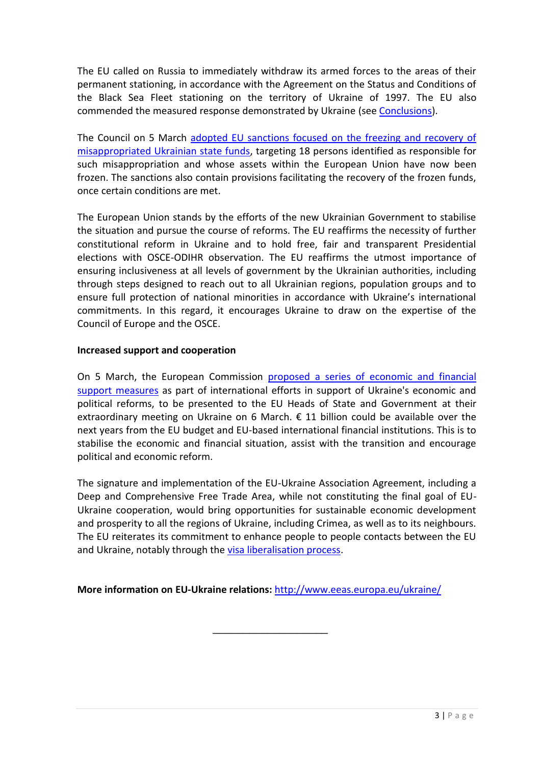The EU called on Russia to immediately withdraw its armed forces to the areas of their permanent stationing, in accordance with the Agreement on the Status and Conditions of the Black Sea Fleet stationing on the territory of Ukraine of 1997. The EU also commended the measured response demonstrated by Ukraine (see Conclusions).

The Council on 5 March adopted EU sanctions focused on the freezing and recovery of misappropriated Ukrainian state funds, targeting 18 persons identified as responsible for such misappropriation and whose assets within the European Union have now been frozen. The sanctions also contain provisions facilitating the recovery of the frozen funds, once certain conditions are met.

The European Union stands by the efforts of the new Ukrainian Government to stabilise the situation and pursue the course of reforms. The EU reaffirms the necessity of further constitutional reform in Ukraine and to hold free, fair and transparent Presidential elections with OSCE-ODIHR observation. The EU reaffirms the utmost importance of ensuring inclusiveness at all levels of government by the Ukrainian authorities, including through steps designed to reach out to all Ukrainian regions, population groups and to ensure full protection of national minorities in accordance with Ukraine's international commitments. In this regard, it encourages Ukraine to draw on the expertise of the Council of Europe and the OSCE.

**Increased support and cooperation**

On 5 March, the European Commission proposed a series of economic and financial support measures as part of international efforts in support of Ukraine's economic and political reforms, to be presented to the EU Heads of State and Government at their extraordinary meeting on Ukraine on 6 March. € 11 billion could be available over the next years from the EU budget and EU-based international financial institutions. This is to stabilise the economic and financial situation, assist with the transition and encourage political and economic reform.

The signature and implementation of the EU-Ukraine Association Agreement, including a Deep and Comprehensive Free Trade Area, while not constituting the final goal of EU-Ukraine cooperation, would bring opportunities for sustainable economic development and prosperity to all the regions of Ukraine, including Crimea, as well as to its neighbours. The EU reiterates its commitment to enhance people to people contacts between the EU and Ukraine, notably through the visa liberalisation process.

**More information on EU-Ukraine relations:** http://www.eeas.europa.eu/ukraine/

---